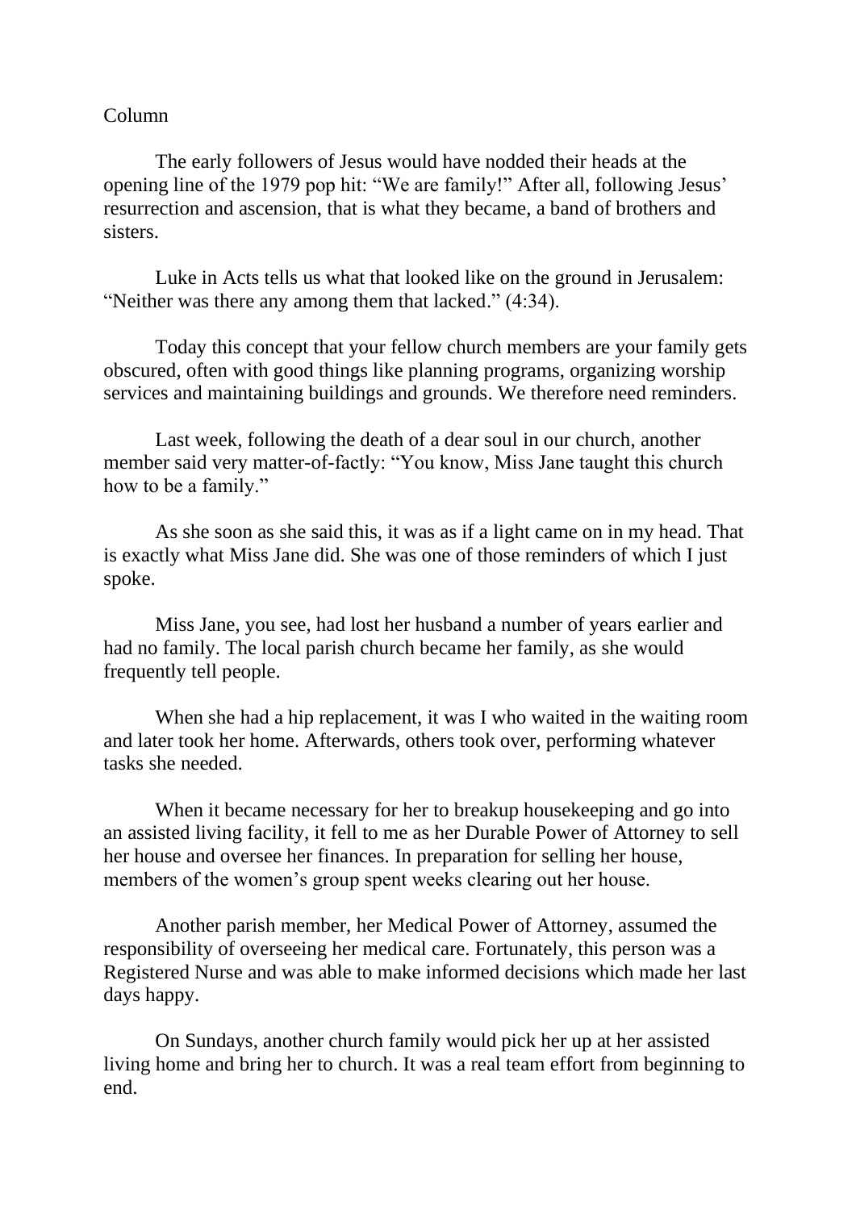Column

The early followers of Jesus would have nodded their heads at the opening line of the 1979 pop hit: "We are family!" After all, following Jesus' resurrection and ascension, that is what they became, a band of brothers and sisters.

Luke in Acts tells us what that looked like on the ground in Jerusalem: "Neither was there any among them that lacked." (4:34).

Today this concept that your fellow church members are your family gets obscured, often with good things like planning programs, organizing worship services and maintaining buildings and grounds. We therefore need reminders.

Last week, following the death of a dear soul in our church, another member said very matter-of-factly: "You know, Miss Jane taught this church how to be a family."

As she soon as she said this, it was as if a light came on in my head. That is exactly what Miss Jane did. She was one of those reminders of which I just spoke.

Miss Jane, you see, had lost her husband a number of years earlier and had no family. The local parish church became her family, as she would frequently tell people.

When she had a hip replacement, it was I who waited in the waiting room and later took her home. Afterwards, others took over, performing whatever tasks she needed.

When it became necessary for her to breakup housekeeping and go into an assisted living facility, it fell to me as her Durable Power of Attorney to sell her house and oversee her finances. In preparation for selling her house, members of the women's group spent weeks clearing out her house.

Another parish member, her Medical Power of Attorney, assumed the responsibility of overseeing her medical care. Fortunately, this person was a Registered Nurse and was able to make informed decisions which made her last days happy.

On Sundays, another church family would pick her up at her assisted living home and bring her to church. It was a real team effort from beginning to end.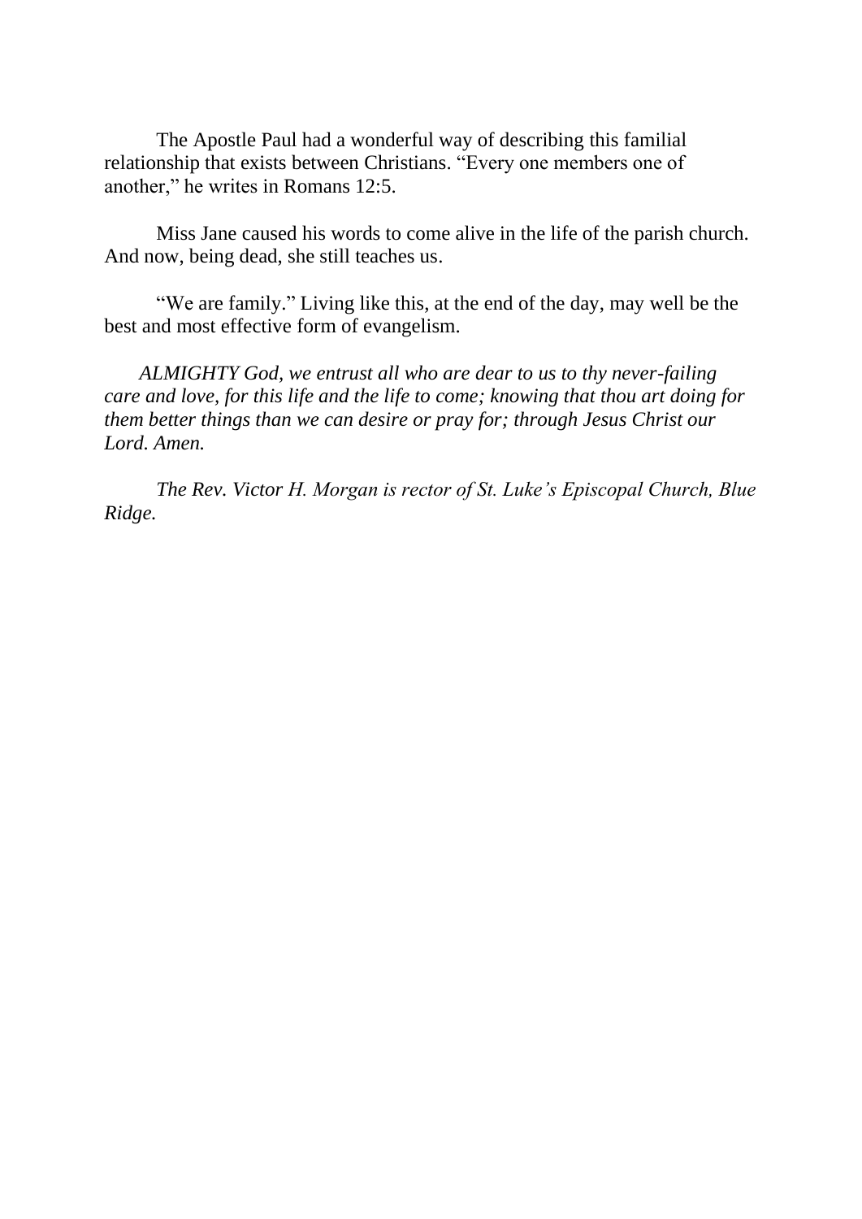The Apostle Paul had a wonderful way of describing this familial relationship that exists between Christians. "Every one members one of another," he writes in Romans 12:5.

Miss Jane caused his words to come alive in the life of the parish church. And now, being dead, she still teaches us.

"We are family." Living like this, at the end of the day, may well be the best and most effective form of evangelism.

*ALMIGHTY God, we entrust all who are dear to us to thy never-failing care and love, for this life and the life to come; knowing that thou art doing for them better things than we can desire or pray for; through Jesus Christ our Lord. Amen.*

*The Rev. Victor H. Morgan is rector of St. Luke's Episcopal Church, Blue Ridge.*